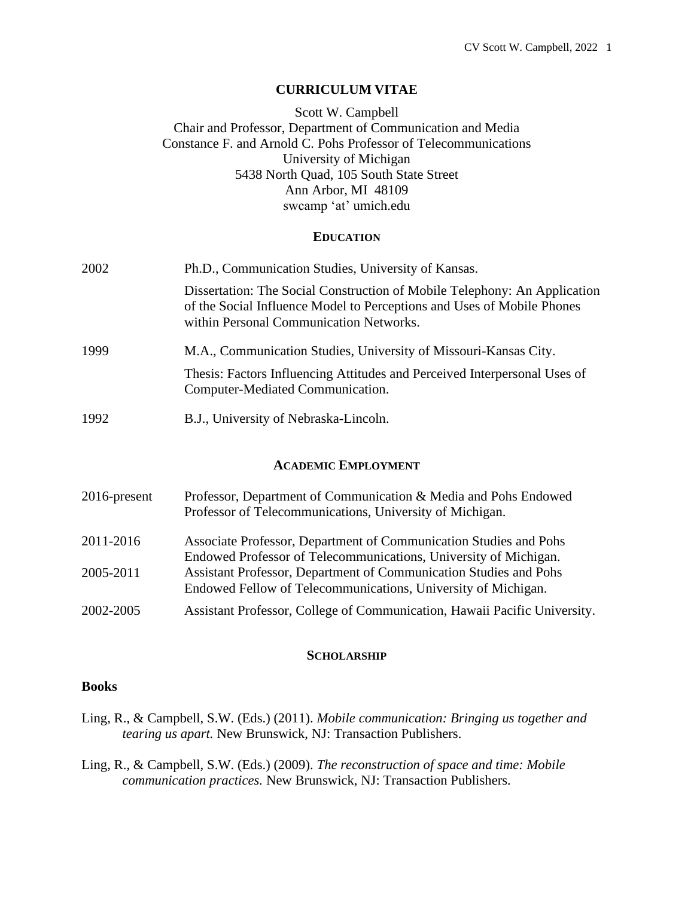# CURRICULUM VITAE

Scott W. Campbell
Chair and Professor, Department of Communication and Media
Constance F. and Arnold C. Pohs Professor of Telecommunications
University of Michigan
5438 North Quad, 105 South State Street
Ann Arbor, MI 48109
swcamp 'at' umich.edu

## EDUCATION

2002 Ph.D., Communication Studies, University of Kansas.

Dissertation: The Social Construction of Mobile Telephony: An Application of the Social Influence Model to Perceptions and Uses of Mobile Phones within Personal Communication Networks.

1999 M.A., Communication Studies, University of Missouri-Kansas City.

Thesis: Factors Influencing Attitudes and Perceived Interpersonal Uses of Computer-Mediated Communication.

1992 B.J., University of Nebraska-Lincoln.

## ACADEMIC EMPLOYMENT

2016-present Professor, Department of Communication & Media and Pohs Endowed Professor of Telecommunications, University of Michigan.

2011-2016 Associate Professor, Department of Communication Studies and Pohs Endowed Professor of Telecommunications, University of Michigan.

2005-2011 Assistant Professor, Department of Communication Studies and Pohs Endowed Fellow of Telecommunications, University of Michigan.

2002-2005 Assistant Professor, College of Communication, Hawaii Pacific University.

## SCHOLARSHIP

### Books

Ling, R., & Campbell, S.W. (Eds.) (2011). *Mobile communication: Bringing us together and tearing us apart.* New Brunswick, NJ: Transaction Publishers.

Ling, R., & Campbell, S.W. (Eds.) (2009). *The reconstruction of space and time: Mobile communication practices.* New Brunswick, NJ: Transaction Publishers.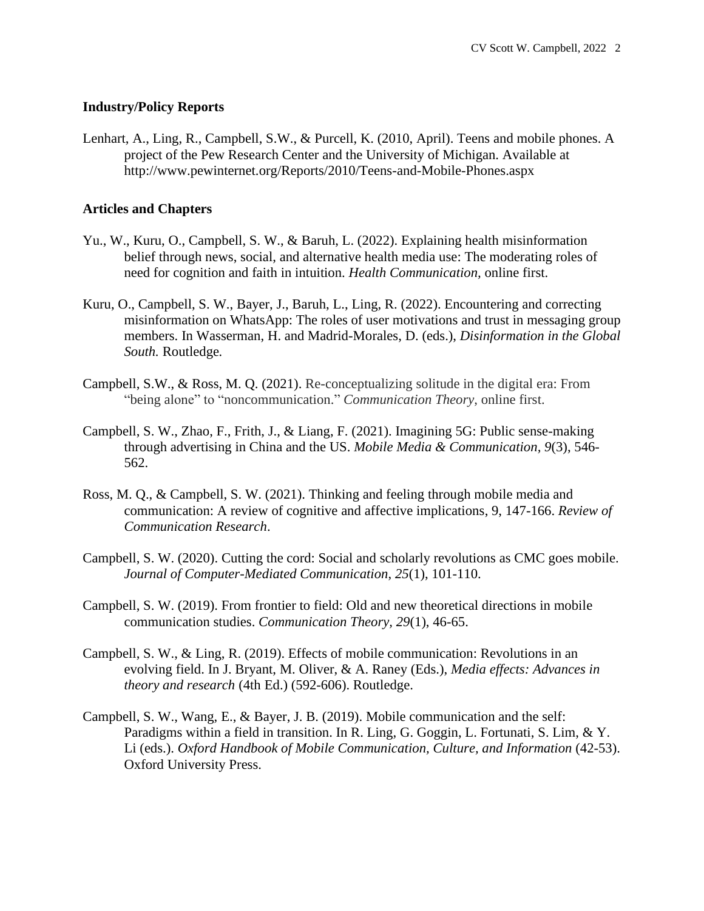### Industry/Policy Reports

Lenhart, A., Ling, R., Campbell, S.W., & Purcell, K. (2010, April). Teens and mobile phones. A project of the Pew Research Center and the University of Michigan. Available at http://www.pewinternet.org/Reports/2010/Teens-and-Mobile-Phones.aspx

### Articles and Chapters

Yu., W., Kuru, O., Campbell, S. W., & Baruh, L. (2022). Explaining health misinformation belief through news, social, and alternative health media use: The moderating roles of need for cognition and faith in intuition. *Health Communication,* online first.

Kuru, O., Campbell, S. W., Bayer, J., Baruh, L., Ling, R. (2022). Encountering and correcting misinformation on WhatsApp: The roles of user motivations and trust in messaging group members. In Wasserman, H. and Madrid-Morales, D. (eds.), *Disinformation in the Global South.* Routledge.

Campbell, S.W., & Ross, M. Q. (2021). Re-conceptualizing solitude in the digital era: From "being alone" to "noncommunication." *Communication Theory*, online first.

Campbell, S. W., Zhao, F., Frith, J., & Liang, F. (2021). Imagining 5G: Public sense-making through advertising in China and the US. *Mobile Media & Communication, 9*(3), 546-562.

Ross, M. Q., & Campbell, S. W. (2021). Thinking and feeling through mobile media and communication: A review of cognitive and affective implications, 9, 147-166. *Review of Communication Research*.

Campbell, S. W. (2020). Cutting the cord: Social and scholarly revolutions as CMC goes mobile. *Journal of Computer-Mediated Communication*, *25*(1), 101-110.

Campbell, S. W. (2019). From frontier to field: Old and new theoretical directions in mobile communication studies. *Communication Theory, 29*(1), 46-65.

Campbell, S. W., & Ling, R. (2019). Effects of mobile communication: Revolutions in an evolving field. In J. Bryant, M. Oliver, & A. Raney (Eds.), *Media effects: Advances in theory and research* (4th Ed.) (592-606). Routledge.

Campbell, S. W., Wang, E., & Bayer, J. B. (2019). Mobile communication and the self: Paradigms within a field in transition. In R. Ling, G. Goggin, L. Fortunati, S. Lim, & Y. Li (eds.). *Oxford Handbook of Mobile Communication, Culture, and Information* (42-53). Oxford University Press.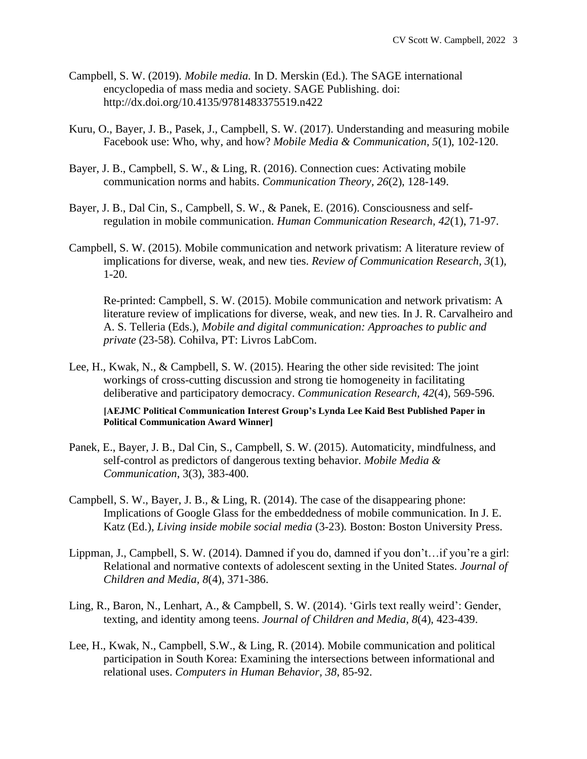Campbell, S. W. (2019). *Mobile media.* In D. Merskin (Ed.). The SAGE international encyclopedia of mass media and society. SAGE Publishing. doi: http://dx.doi.org/10.4135/9781483375519.n422

Kuru, O., Bayer, J. B., Pasek, J., Campbell, S. W. (2017). Understanding and measuring mobile Facebook use: Who, why, and how? *Mobile Media & Communication, 5*(1), 102-120.

Bayer, J. B., Campbell, S. W., & Ling, R. (2016). Connection cues: Activating mobile communication norms and habits. *Communication Theory, 26*(2), 128-149.

Bayer, J. B., Dal Cin, S., Campbell, S. W., & Panek, E. (2016). Consciousness and self-regulation in mobile communication. *Human Communication Research, 42*(1), 71-97.

Campbell, S. W. (2015). Mobile communication and network privatism: A literature review of implications for diverse, weak, and new ties. *Review of Communication Research, 3*(1), 1-20.

Re-printed: Campbell, S. W. (2015). Mobile communication and network privatism: A literature review of implications for diverse, weak, and new ties. In J. R. Carvalheiro and A. S. Telleria (Eds.), *Mobile and digital communication: Approaches to public and private* (23-58). Cohilva, PT: Livros LabCom.

Lee, H., Kwak, N., & Campbell, S. W. (2015). Hearing the other side revisited: The joint workings of cross-cutting discussion and strong tie homogeneity in facilitating deliberative and participatory democracy. *Communication Research, 42*(4), 569-596.

**[AEJMC Political Communication Interest Group's Lynda Lee Kaid Best Published Paper in Political Communication Award Winner]**

Panek, E., Bayer, J. B., Dal Cin, S., Campbell, S. W. (2015). Automaticity, mindfulness, and self-control as predictors of dangerous texting behavior. *Mobile Media & Communication*, 3(3), 383-400.

Campbell, S. W., Bayer, J. B., & Ling, R. (2014). The case of the disappearing phone: Implications of Google Glass for the embeddedness of mobile communication. In J. E. Katz (Ed.), *Living inside mobile social media* (3-23). Boston: Boston University Press.

Lippman, J., Campbell, S. W. (2014). Damned if you do, damned if you don't…if you're a girl: Relational and normative contexts of adolescent sexting in the United States. *Journal of Children and Media, 8*(4), 371-386.

Ling, R., Baron, N., Lenhart, A., & Campbell, S. W. (2014). 'Girls text really weird': Gender, texting, and identity among teens. *Journal of Children and Media, 8*(4), 423-439.

Lee, H., Kwak, N., Campbell, S.W., & Ling, R. (2014). Mobile communication and political participation in South Korea: Examining the intersections between informational and relational uses. *Computers in Human Behavior, 38*, 85-92.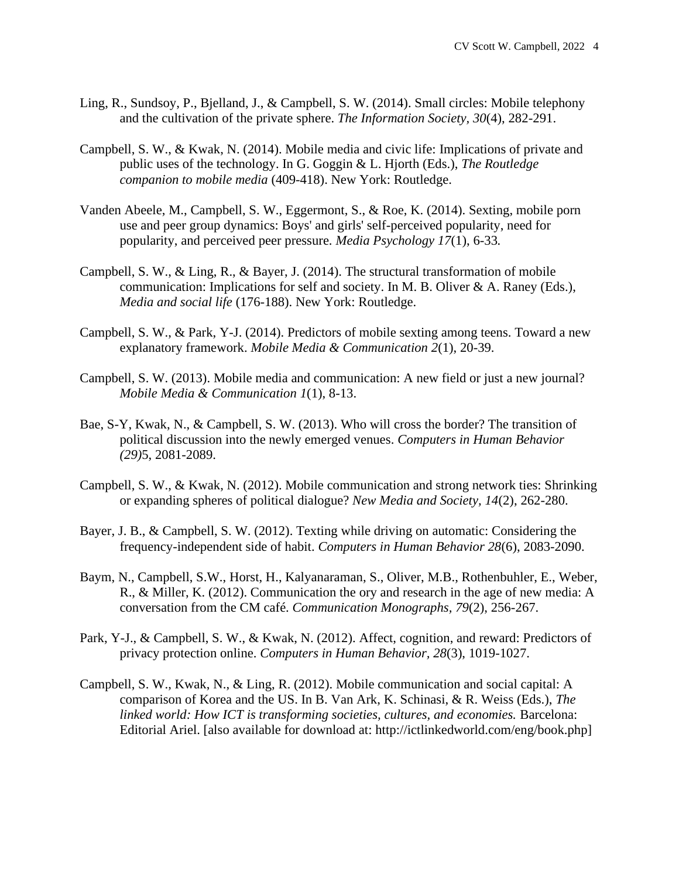Ling, R., Sundsoy, P., Bjelland, J., & Campbell, S. W. (2014). Small circles: Mobile telephony and the cultivation of the private sphere. *The Information Society, 30*(4), 282-291.

Campbell, S. W., & Kwak, N. (2014). Mobile media and civic life: Implications of private and public uses of the technology. In G. Goggin & L. Hjorth (Eds.), *The Routledge companion to mobile media* (409-418). New York: Routledge.

Vanden Abeele, M., Campbell, S. W., Eggermont, S., & Roe, K. (2014). Sexting, mobile porn use and peer group dynamics: Boys' and girls' self-perceived popularity, need for popularity, and perceived peer pressure. *Media Psychology 17*(1), 6-33.

Campbell, S. W., & Ling, R., & Bayer, J. (2014). The structural transformation of mobile communication: Implications for self and society. In M. B. Oliver & A. Raney (Eds.), *Media and social life* (176-188). New York: Routledge.

Campbell, S. W., & Park, Y-J. (2014). Predictors of mobile sexting among teens. Toward a new explanatory framework. *Mobile Media & Communication 2*(1), 20-39.

Campbell, S. W. (2013). Mobile media and communication: A new field or just a new journal? *Mobile Media & Communication 1*(1), 8-13.

Bae, S-Y, Kwak, N., & Campbell, S. W. (2013). Who will cross the border? The transition of political discussion into the newly emerged venues. *Computers in Human Behavior (29)*5, 2081-2089.

Campbell, S. W., & Kwak, N. (2012). Mobile communication and strong network ties: Shrinking or expanding spheres of political dialogue? *New Media and Society, 14*(2), 262-280.

Bayer, J. B., & Campbell, S. W. (2012). Texting while driving on automatic: Considering the frequency-independent side of habit. *Computers in Human Behavior 28*(6), 2083-2090.

Baym, N., Campbell, S.W., Horst, H., Kalyanaraman, S., Oliver, M.B., Rothenbuhler, E., Weber, R., & Miller, K. (2012). Communication the ory and research in the age of new media: A conversation from the CM café. *Communication Monographs, 79*(2), 256-267.

Park, Y-J., & Campbell, S. W., & Kwak, N. (2012). Affect, cognition, and reward: Predictors of privacy protection online. *Computers in Human Behavior, 28*(3), 1019-1027.

Campbell, S. W., Kwak, N., & Ling, R. (2012). Mobile communication and social capital: A comparison of Korea and the US. In B. Van Ark, K. Schinasi, & R. Weiss (Eds.), *The linked world: How ICT is transforming societies, cultures, and economies.* Barcelona: Editorial Ariel. [also available for download at: http://ictlinkedworld.com/eng/book.php]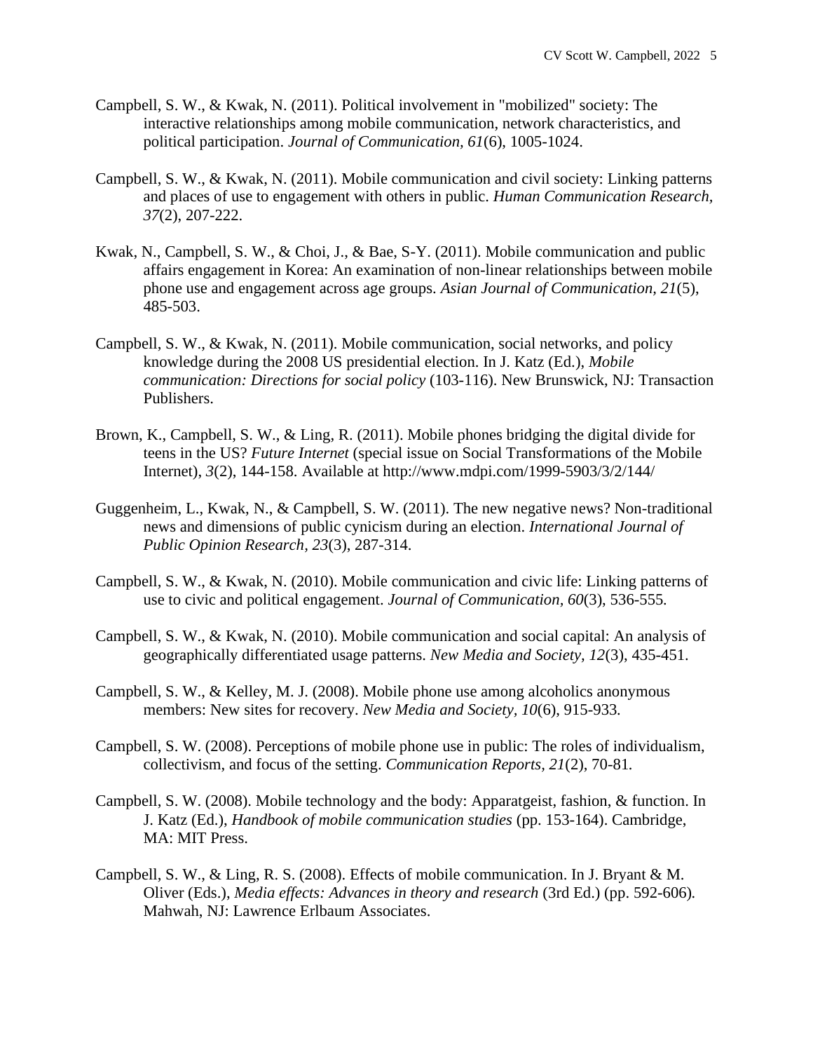Campbell, S. W., & Kwak, N. (2011). Political involvement in "mobilized" society: The interactive relationships among mobile communication, network characteristics, and political participation. *Journal of Communication, 61*(6), 1005-1024.

Campbell, S. W., & Kwak, N. (2011). Mobile communication and civil society: Linking patterns and places of use to engagement with others in public. *Human Communication Research, 37*(2), 207-222.

Kwak, N., Campbell, S. W., & Choi, J., & Bae, S-Y. (2011). Mobile communication and public affairs engagement in Korea: An examination of non-linear relationships between mobile phone use and engagement across age groups. *Asian Journal of Communication, 21*(5), 485-503.

Campbell, S. W., & Kwak, N. (2011). Mobile communication, social networks, and policy knowledge during the 2008 US presidential election. In J. Katz (Ed.), *Mobile communication: Directions for social policy* (103-116). New Brunswick, NJ: Transaction Publishers.

Brown, K., Campbell, S. W., & Ling, R. (2011). Mobile phones bridging the digital divide for teens in the US? *Future Internet* (special issue on Social Transformations of the Mobile Internet), *3*(2), 144-158. Available at http://www.mdpi.com/1999-5903/3/2/144/

Guggenheim, L., Kwak, N., & Campbell, S. W. (2011). The new negative news? Non-traditional news and dimensions of public cynicism during an election. *International Journal of Public Opinion Research, 23*(3), 287-314.

Campbell, S. W., & Kwak, N. (2010). Mobile communication and civic life: Linking patterns of use to civic and political engagement. *Journal of Communication*, *60*(3), 536-555.

Campbell, S. W., & Kwak, N. (2010). Mobile communication and social capital: An analysis of geographically differentiated usage patterns. *New Media and Society, 12*(3), 435-451.

Campbell, S. W., & Kelley, M. J. (2008). Mobile phone use among alcoholics anonymous members: New sites for recovery. *New Media and Society, 10*(6), 915-933.

Campbell, S. W. (2008). Perceptions of mobile phone use in public: The roles of individualism, collectivism, and focus of the setting. *Communication Reports, 21*(2), 70-81.

Campbell, S. W. (2008). Mobile technology and the body: Apparatgeist, fashion, & function. In J. Katz (Ed.), *Handbook of mobile communication studies* (pp. 153-164). Cambridge, MA: MIT Press.

Campbell, S. W., & Ling, R. S. (2008). Effects of mobile communication. In J. Bryant & M. Oliver (Eds.), *Media effects: Advances in theory and research* (3rd Ed.) (pp. 592-606). Mahwah, NJ: Lawrence Erlbaum Associates.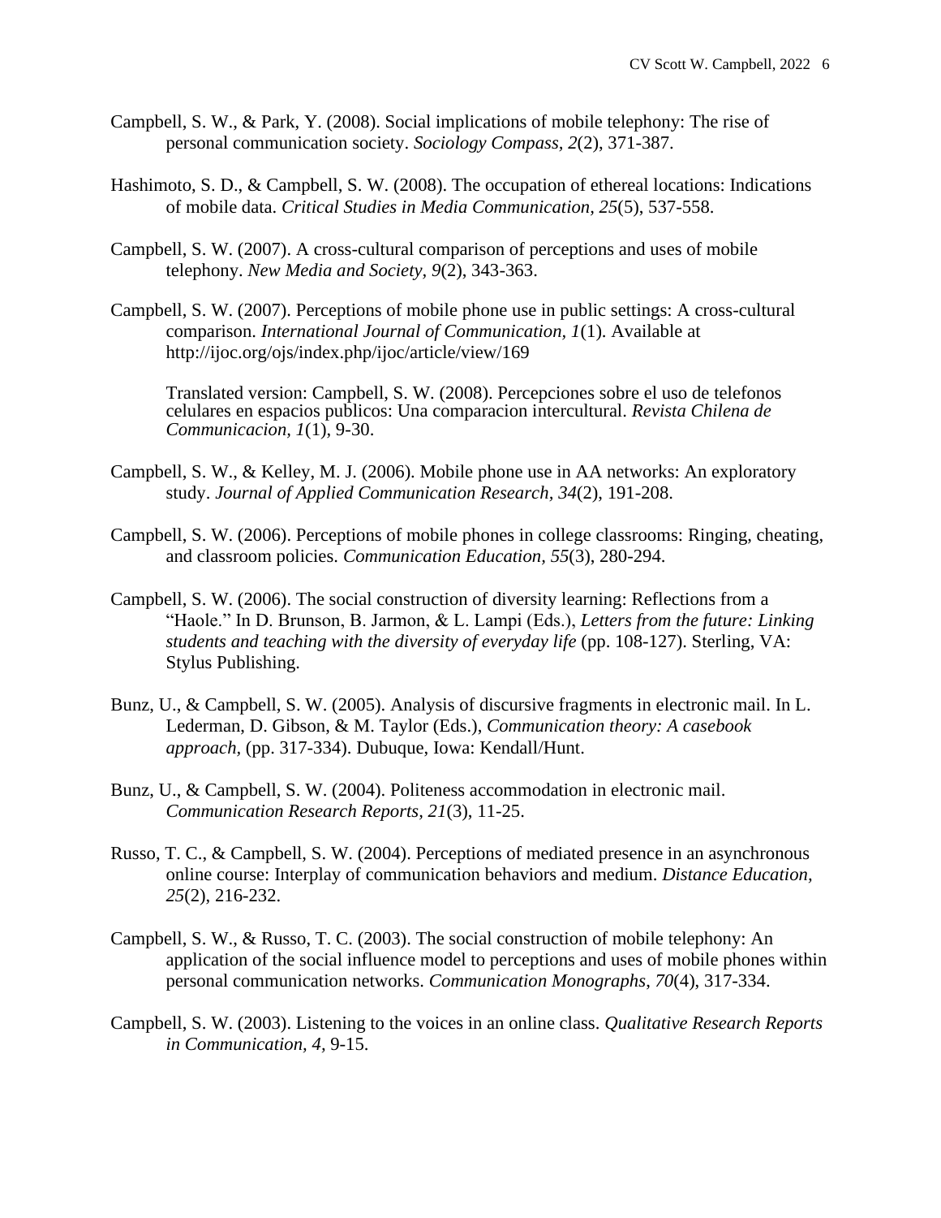Campbell, S. W., & Park, Y. (2008). Social implications of mobile telephony: The rise of personal communication society. *Sociology Compass, 2*(2), 371-387.

Hashimoto, S. D., & Campbell, S. W. (2008). The occupation of ethereal locations: Indications of mobile data. *Critical Studies in Media Communication, 25*(5), 537-558.

Campbell, S. W. (2007). A cross-cultural comparison of perceptions and uses of mobile telephony. *New Media and Society, 9*(2), 343-363.

Campbell, S. W. (2007). Perceptions of mobile phone use in public settings: A cross-cultural comparison. *International Journal of Communication, 1*(1). Available at http://ijoc.org/ojs/index.php/ijoc/article/view/169

Translated version: Campbell, S. W. (2008). Percepciones sobre el uso de telefonos celulares en espacios publicos: Una comparacion intercultural. *Revista Chilena de Communicacion, 1*(1), 9-30.

Campbell, S. W., & Kelley, M. J. (2006). Mobile phone use in AA networks: An exploratory study. *Journal of Applied Communication Research, 34*(2), 191-208.

Campbell, S. W. (2006). Perceptions of mobile phones in college classrooms: Ringing, cheating, and classroom policies. *Communication Education, 55*(3), 280-294.

Campbell, S. W. (2006). The social construction of diversity learning: Reflections from a "Haole." In D. Brunson, B. Jarmon, & L. Lampi (Eds.), *Letters from the future: Linking students and teaching with the diversity of everyday life* (pp. 108-127). Sterling, VA: Stylus Publishing.

Bunz, U., & Campbell, S. W. (2005). Analysis of discursive fragments in electronic mail. In L. Lederman, D. Gibson, & M. Taylor (Eds.), *Communication theory: A casebook approach,* (pp. 317-334). Dubuque, Iowa: Kendall/Hunt.

Bunz, U., & Campbell, S. W. (2004). Politeness accommodation in electronic mail. *Communication Research Reports, 21*(3), 11-25.

Russo, T. C., & Campbell, S. W. (2004). Perceptions of mediated presence in an asynchronous online course: Interplay of communication behaviors and medium. *Distance Education, 25*(2), 216-232.

Campbell, S. W., & Russo, T. C. (2003). The social construction of mobile telephony: An application of the social influence model to perceptions and uses of mobile phones within personal communication networks. *Communication Monographs, 70*(4), 317-334.

Campbell, S. W. (2003). Listening to the voices in an online class. *Qualitative Research Reports in Communication, 4,* 9-15.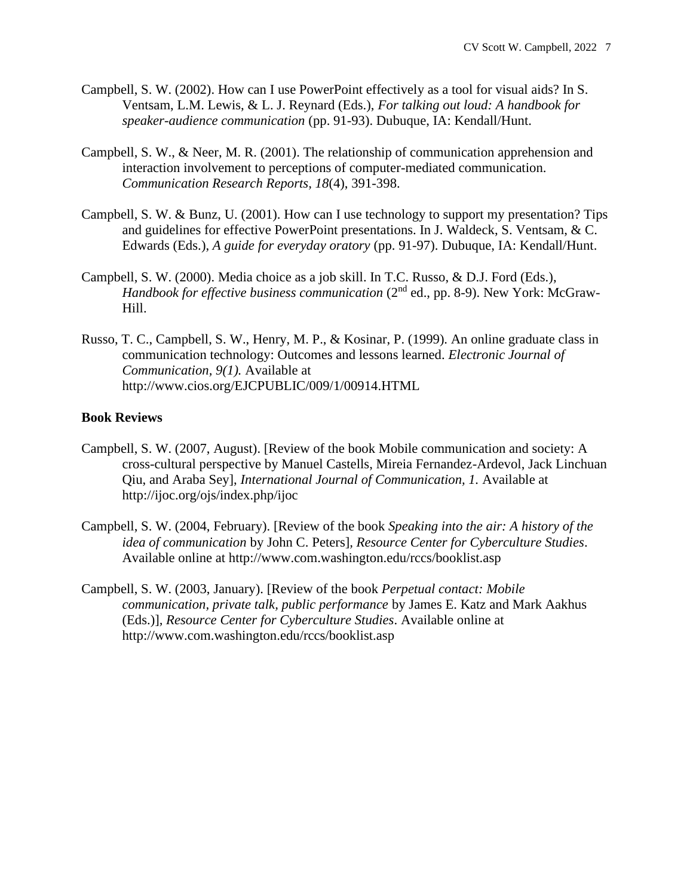Campbell, S. W. (2002). How can I use PowerPoint effectively as a tool for visual aids? In S. Ventsam, L.M. Lewis, & L. J. Reynard (Eds.), *For talking out loud: A handbook for speaker-audience communication* (pp. 91-93). Dubuque, IA: Kendall/Hunt.

Campbell, S. W., & Neer, M. R. (2001). The relationship of communication apprehension and interaction involvement to perceptions of computer-mediated communication. *Communication Research Reports, 18*(4), 391-398.

Campbell, S. W. & Bunz, U. (2001). How can I use technology to support my presentation? Tips and guidelines for effective PowerPoint presentations. In J. Waldeck, S. Ventsam, & C. Edwards (Eds.), *A guide for everyday oratory* (pp. 91-97). Dubuque, IA: Kendall/Hunt.

Campbell, S. W. (2000). Media choice as a job skill. In T.C. Russo, & D.J. Ford (Eds.), *Handbook for effective business communication* (2nd ed., pp. 8-9). New York: McGraw-Hill.

Russo, T. C., Campbell, S. W., Henry, M. P., & Kosinar, P. (1999). An online graduate class in communication technology: Outcomes and lessons learned. *Electronic Journal of Communication, 9(1).* Available at http://www.cios.org/EJCPUBLIC/009/1/00914.HTML

**Book Reviews**

Campbell, S. W. (2007, August). [Review of the book Mobile communication and society: A cross-cultural perspective by Manuel Castells, Mireia Fernandez-Ardevol, Jack Linchuan Qiu, and Araba Sey], *International Journal of Communication, 1.* Available at http://ijoc.org/ojs/index.php/ijoc

Campbell, S. W. (2004, February). [Review of the book *Speaking into the air: A history of the idea of communication* by John C. Peters], *Resource Center for Cyberculture Studies*. Available online at http://www.com.washington.edu/rccs/booklist.asp

Campbell, S. W. (2003, January). [Review of the book *Perpetual contact: Mobile communication, private talk, public performance* by James E. Katz and Mark Aakhus (Eds.)], *Resource Center for Cyberculture Studies*. Available online at http://www.com.washington.edu/rccs/booklist.asp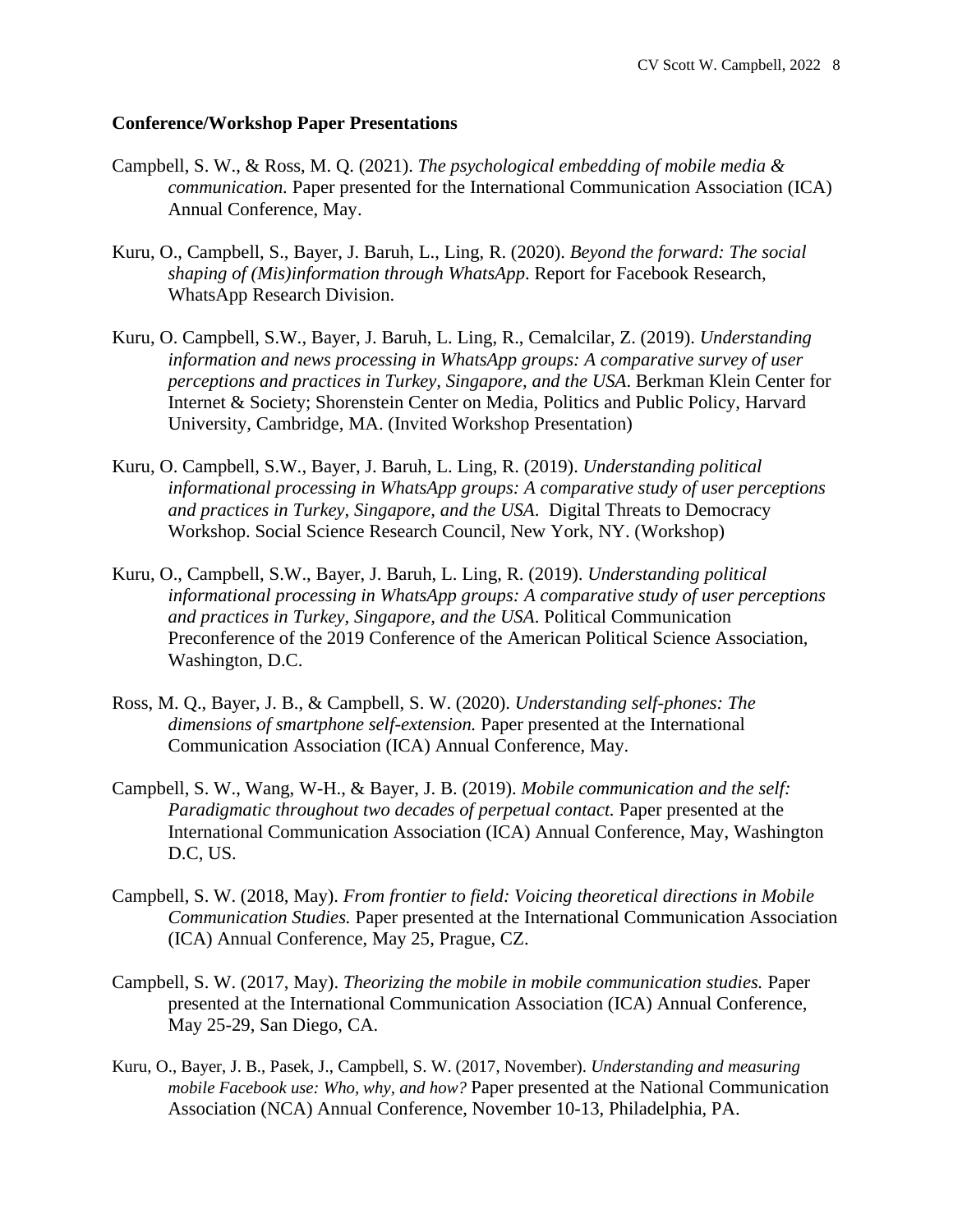**Conference/Workshop Paper Presentations**

Campbell, S. W., & Ross, M. Q. (2021). *The psychological embedding of mobile media & communication.* Paper presented for the International Communication Association (ICA) Annual Conference, May.

Kuru, O., Campbell, S., Bayer, J. Baruh, L., Ling, R. (2020). *Beyond the forward: The social shaping of (Mis)information through WhatsApp*. Report for Facebook Research, WhatsApp Research Division.

Kuru, O. Campbell, S.W., Bayer, J. Baruh, L. Ling, R., Cemalcilar, Z. (2019). *Understanding information and news processing in WhatsApp groups: A comparative survey of user perceptions and practices in Turkey, Singapore, and the USA*. Berkman Klein Center for Internet & Society; Shorenstein Center on Media, Politics and Public Policy, Harvard University, Cambridge, MA. (Invited Workshop Presentation)

Kuru, O. Campbell, S.W., Bayer, J. Baruh, L. Ling, R. (2019). *Understanding political informational processing in WhatsApp groups: A comparative study of user perceptions and practices in Turkey, Singapore, and the USA*. Digital Threats to Democracy Workshop. Social Science Research Council, New York, NY. (Workshop)

Kuru, O., Campbell, S.W., Bayer, J. Baruh, L. Ling, R. (2019). *Understanding political informational processing in WhatsApp groups: A comparative study of user perceptions and practices in Turkey, Singapore, and the USA*. Political Communication Preconference of the 2019 Conference of the American Political Science Association, Washington, D.C.

Ross, M. Q., Bayer, J. B., & Campbell, S. W. (2020). *Understanding self-phones: The dimensions of smartphone self-extension.* Paper presented at the International Communication Association (ICA) Annual Conference, May.

Campbell, S. W., Wang, W-H., & Bayer, J. B. (2019). *Mobile communication and the self: Paradigmatic throughout two decades of perpetual contact.* Paper presented at the International Communication Association (ICA) Annual Conference, May, Washington D.C, US.

Campbell, S. W. (2018, May). *From frontier to field: Voicing theoretical directions in Mobile Communication Studies.* Paper presented at the International Communication Association (ICA) Annual Conference, May 25, Prague, CZ.

Campbell, S. W. (2017, May). *Theorizing the mobile in mobile communication studies.* Paper presented at the International Communication Association (ICA) Annual Conference, May 25-29, San Diego, CA.

Kuru, O., Bayer, J. B., Pasek, J., Campbell, S. W. (2017, November). *Understanding and measuring mobile Facebook use: Who, why, and how?* Paper presented at the National Communication Association (NCA) Annual Conference, November 10-13, Philadelphia, PA.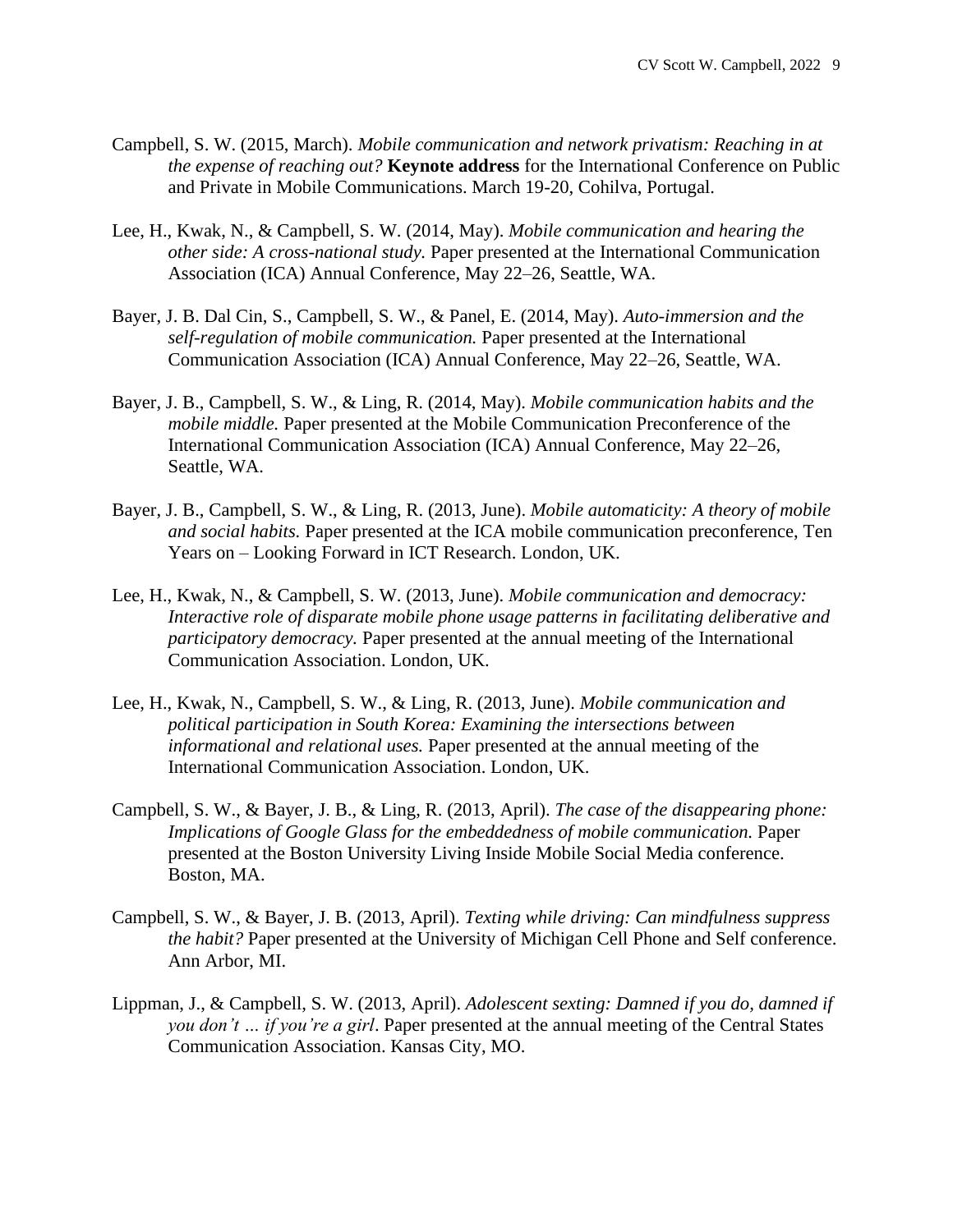Campbell, S. W. (2015, March). *Mobile communication and network privatism: Reaching in at the expense of reaching out?* **Keynote address** for the International Conference on Public and Private in Mobile Communications. March 19-20, Cohilva, Portugal.

Lee, H., Kwak, N., & Campbell, S. W. (2014, May). *Mobile communication and hearing the other side: A cross-national study.* Paper presented at the International Communication Association (ICA) Annual Conference, May 22–26, Seattle, WA.

Bayer, J. B. Dal Cin, S., Campbell, S. W., & Panel, E. (2014, May). *Auto-immersion and the self-regulation of mobile communication.* Paper presented at the International Communication Association (ICA) Annual Conference, May 22–26, Seattle, WA.

Bayer, J. B., Campbell, S. W., & Ling, R. (2014, May). *Mobile communication habits and the mobile middle.* Paper presented at the Mobile Communication Preconference of the International Communication Association (ICA) Annual Conference, May 22–26, Seattle, WA.

Bayer, J. B., Campbell, S. W., & Ling, R. (2013, June). *Mobile automaticity: A theory of mobile and social habits.* Paper presented at the ICA mobile communication preconference, Ten Years on – Looking Forward in ICT Research. London, UK.

Lee, H., Kwak, N., & Campbell, S. W. (2013, June). *Mobile communication and democracy: Interactive role of disparate mobile phone usage patterns in facilitating deliberative and participatory democracy.* Paper presented at the annual meeting of the International Communication Association. London, UK.

Lee, H., Kwak, N., Campbell, S. W., & Ling, R. (2013, June). *Mobile communication and political participation in South Korea: Examining the intersections between informational and relational uses.* Paper presented at the annual meeting of the International Communication Association. London, UK.

Campbell, S. W., & Bayer, J. B., & Ling, R. (2013, April). *The case of the disappearing phone: Implications of Google Glass for the embeddedness of mobile communication.* Paper presented at the Boston University Living Inside Mobile Social Media conference. Boston, MA.

Campbell, S. W., & Bayer, J. B. (2013, April). *Texting while driving: Can mindfulness suppress the habit?* Paper presented at the University of Michigan Cell Phone and Self conference. Ann Arbor, MI.

Lippman, J., & Campbell, S. W. (2013, April). *Adolescent sexting: Damned if you do, damned if you don't … if you're a girl*. Paper presented at the annual meeting of the Central States Communication Association. Kansas City, MO.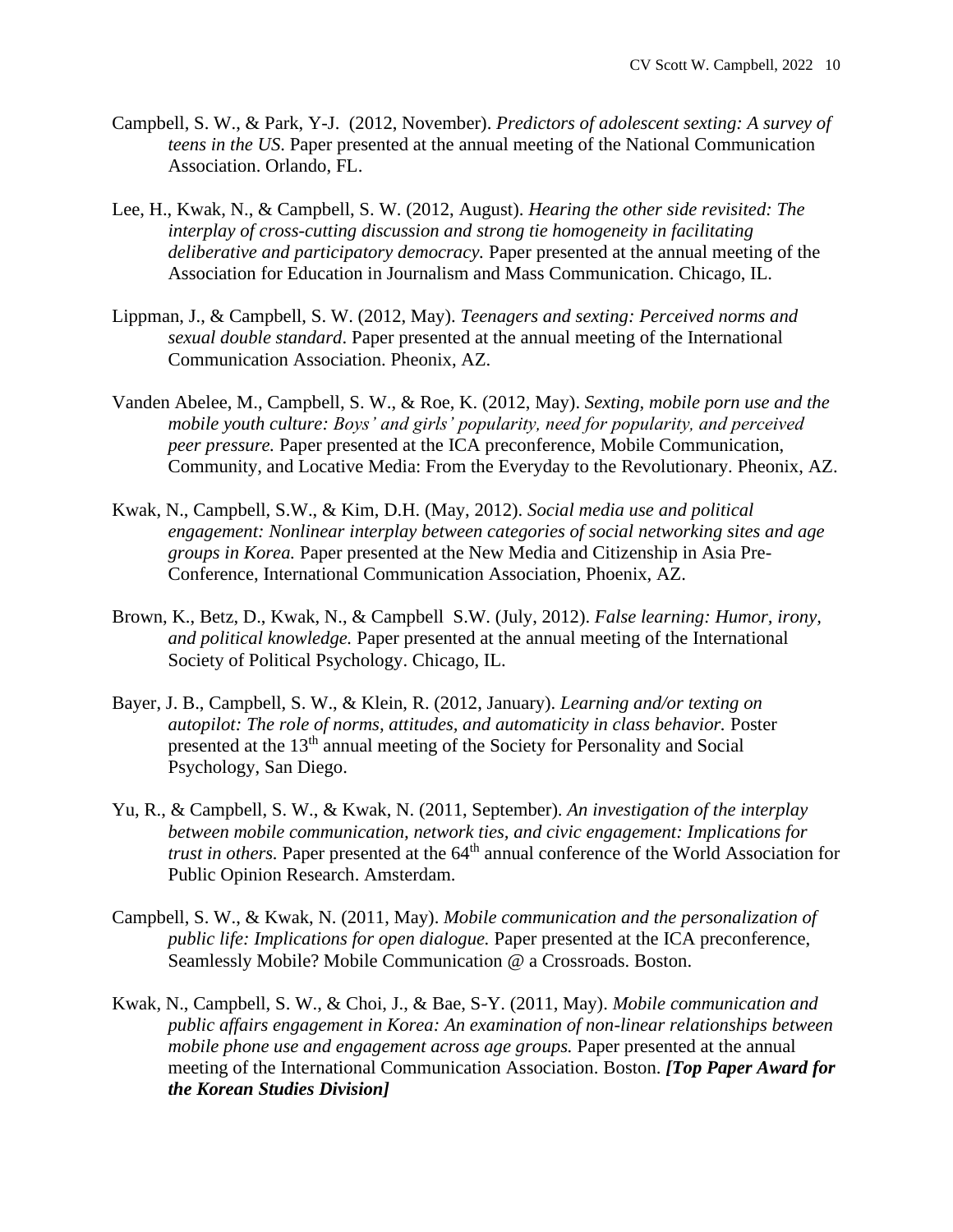Campbell, S. W., & Park, Y-J. (2012, November). *Predictors of adolescent sexting: A survey of teens in the US.* Paper presented at the annual meeting of the National Communication Association. Orlando, FL.

Lee, H., Kwak, N., & Campbell, S. W. (2012, August). *Hearing the other side revisited: The interplay of cross-cutting discussion and strong tie homogeneity in facilitating deliberative and participatory democracy.* Paper presented at the annual meeting of the Association for Education in Journalism and Mass Communication. Chicago, IL.

Lippman, J., & Campbell, S. W. (2012, May). *Teenagers and sexting: Perceived norms and sexual double standard*. Paper presented at the annual meeting of the International Communication Association. Pheonix, AZ.

Vanden Abelee, M., Campbell, S. W., & Roe, K. (2012, May). *Sexting, mobile porn use and the mobile youth culture: Boys' and girls' popularity, need for popularity, and perceived peer pressure.* Paper presented at the ICA preconference, Mobile Communication, Community, and Locative Media: From the Everyday to the Revolutionary. Pheonix, AZ.

Kwak, N., Campbell, S.W., & Kim, D.H. (May, 2012). *Social media use and political engagement: Nonlinear interplay between categories of social networking sites and age groups in Korea.* Paper presented at the New Media and Citizenship in Asia Pre-Conference, International Communication Association, Phoenix, AZ.

Brown, K., Betz, D., Kwak, N., & Campbell S.W. (July, 2012). *False learning: Humor, irony, and political knowledge.* Paper presented at the annual meeting of the International Society of Political Psychology. Chicago, IL.

Bayer, J. B., Campbell, S. W., & Klein, R. (2012, January). *Learning and/or texting on autopilot: The role of norms, attitudes, and automaticity in class behavior.* Poster presented at the 13th annual meeting of the Society for Personality and Social Psychology, San Diego.

Yu, R., & Campbell, S. W., & Kwak, N. (2011, September). *An investigation of the interplay between mobile communication, network ties, and civic engagement: Implications for trust in others.* Paper presented at the 64th annual conference of the World Association for Public Opinion Research. Amsterdam.

Campbell, S. W., & Kwak, N. (2011, May). *Mobile communication and the personalization of public life: Implications for open dialogue.* Paper presented at the ICA preconference, Seamlessly Mobile? Mobile Communication @ a Crossroads. Boston.

Kwak, N., Campbell, S. W., & Choi, J., & Bae, S-Y. (2011, May). *Mobile communication and public affairs engagement in Korea: An examination of non-linear relationships between mobile phone use and engagement across age groups.* Paper presented at the annual meeting of the International Communication Association. Boston. ***[Top Paper Award for the Korean Studies Division]***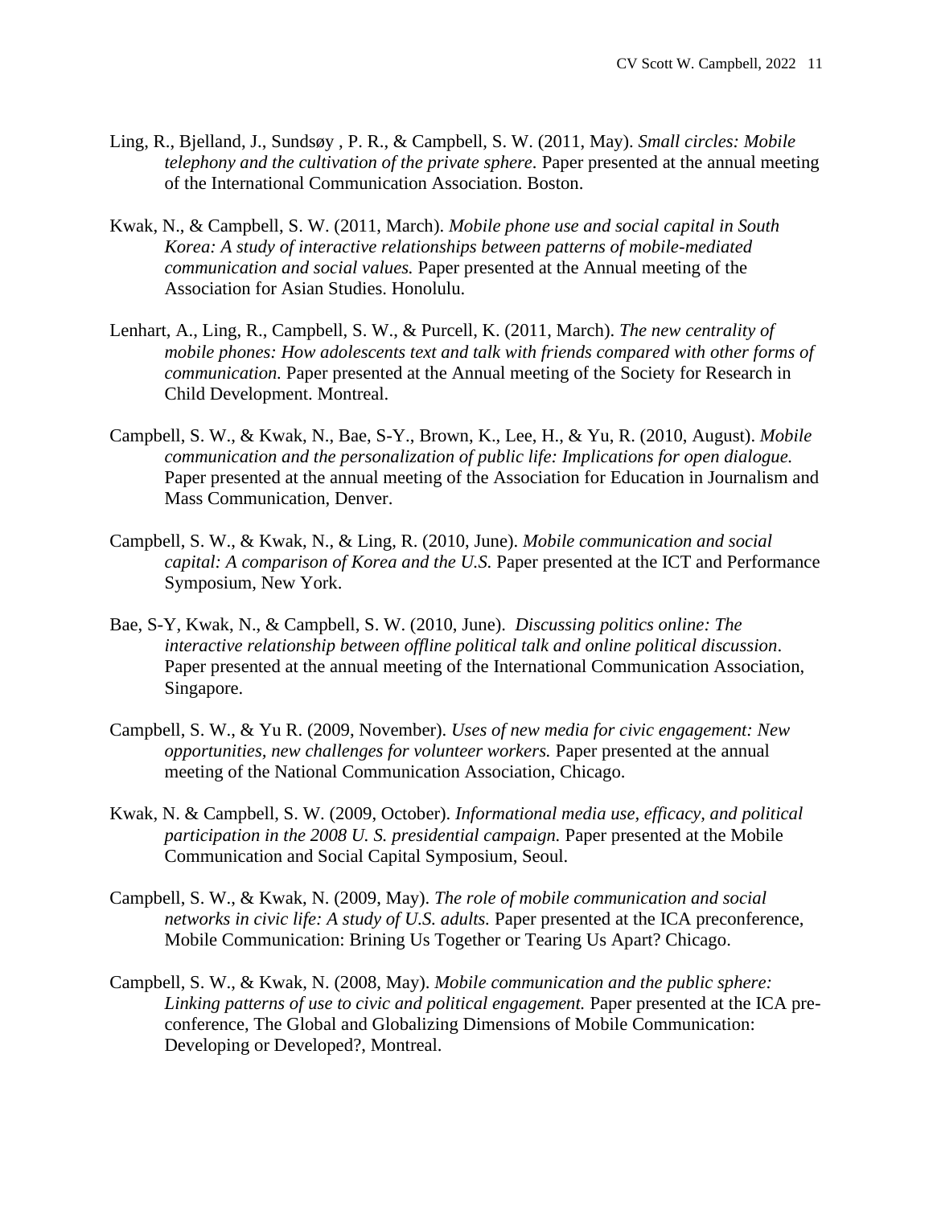Ling, R., Bjelland, J., Sundsøy , P. R., & Campbell, S. W. (2011, May). *Small circles: Mobile telephony and the cultivation of the private sphere*. Paper presented at the annual meeting of the International Communication Association. Boston.

Kwak, N., & Campbell, S. W. (2011, March). *Mobile phone use and social capital in South Korea: A study of interactive relationships between patterns of mobile-mediated communication and social values.* Paper presented at the Annual meeting of the Association for Asian Studies. Honolulu.

Lenhart, A., Ling, R., Campbell, S. W., & Purcell, K. (2011, March). *The new centrality of mobile phones: How adolescents text and talk with friends compared with other forms of communication.* Paper presented at the Annual meeting of the Society for Research in Child Development. Montreal.

Campbell, S. W., & Kwak, N., Bae, S-Y., Brown, K., Lee, H., & Yu, R. (2010, August). *Mobile communication and the personalization of public life: Implications for open dialogue.* Paper presented at the annual meeting of the Association for Education in Journalism and Mass Communication, Denver.

Campbell, S. W., & Kwak, N., & Ling, R. (2010, June). *Mobile communication and social capital: A comparison of Korea and the U.S.* Paper presented at the ICT and Performance Symposium, New York.

Bae, S-Y, Kwak, N., & Campbell, S. W. (2010, June). *Discussing politics online: The interactive relationship between offline political talk and online political discussion*. Paper presented at the annual meeting of the International Communication Association, Singapore.

Campbell, S. W., & Yu R. (2009, November). *Uses of new media for civic engagement: New opportunities, new challenges for volunteer workers.* Paper presented at the annual meeting of the National Communication Association, Chicago.

Kwak, N. & Campbell, S. W. (2009, October). *Informational media use, efficacy, and political participation in the 2008 U. S. presidential campaign.* Paper presented at the Mobile Communication and Social Capital Symposium, Seoul.

Campbell, S. W., & Kwak, N. (2009, May). *The role of mobile communication and social networks in civic life: A study of U.S. adults.* Paper presented at the ICA preconference, Mobile Communication: Brining Us Together or Tearing Us Apart? Chicago.

Campbell, S. W., & Kwak, N. (2008, May). *Mobile communication and the public sphere: Linking patterns of use to civic and political engagement.* Paper presented at the ICA pre-conference, The Global and Globalizing Dimensions of Mobile Communication: Developing or Developed?, Montreal.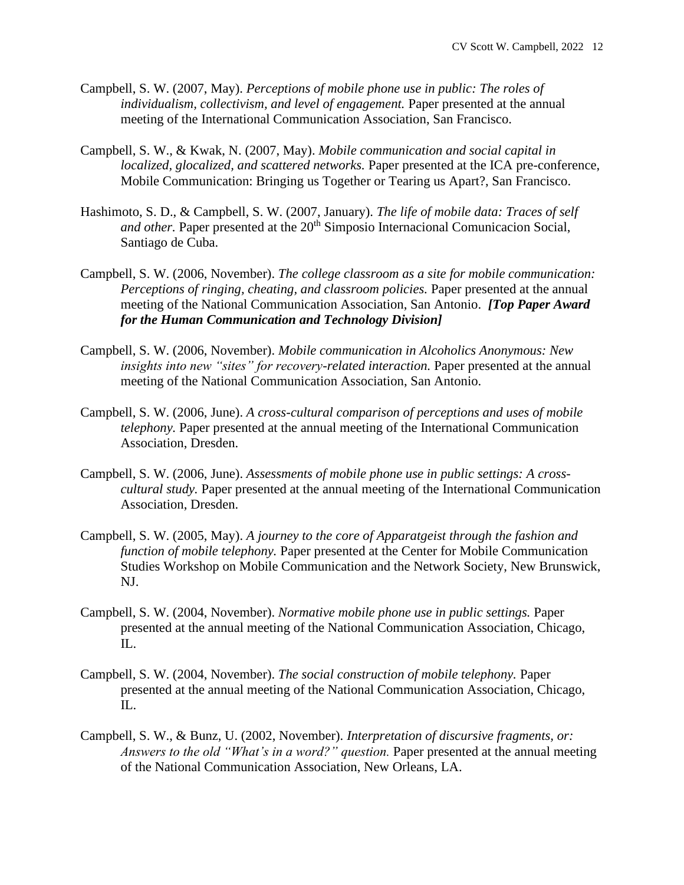Campbell, S. W. (2007, May). *Perceptions of mobile phone use in public: The roles of individualism, collectivism, and level of engagement.* Paper presented at the annual meeting of the International Communication Association, San Francisco.

Campbell, S. W., & Kwak, N. (2007, May). *Mobile communication and social capital in localized, glocalized, and scattered networks.* Paper presented at the ICA pre-conference, Mobile Communication: Bringing us Together or Tearing us Apart?, San Francisco.

Hashimoto, S. D., & Campbell, S. W. (2007, January). *The life of mobile data: Traces of self and other.* Paper presented at the 20th Simposio Internacional Comunicacion Social, Santiago de Cuba.

Campbell, S. W. (2006, November). *The college classroom as a site for mobile communication: Perceptions of ringing, cheating, and classroom policies.* Paper presented at the annual meeting of the National Communication Association, San Antonio. ***[Top Paper Award for the Human Communication and Technology Division]***

Campbell, S. W. (2006, November). *Mobile communication in Alcoholics Anonymous: New insights into new "sites" for recovery-related interaction.* Paper presented at the annual meeting of the National Communication Association, San Antonio.

Campbell, S. W. (2006, June). *A cross-cultural comparison of perceptions and uses of mobile telephony.* Paper presented at the annual meeting of the International Communication Association, Dresden.

Campbell, S. W. (2006, June). *Assessments of mobile phone use in public settings: A cross-cultural study.* Paper presented at the annual meeting of the International Communication Association, Dresden.

Campbell, S. W. (2005, May). *A journey to the core of Apparatgeist through the fashion and function of mobile telephony.* Paper presented at the Center for Mobile Communication Studies Workshop on Mobile Communication and the Network Society, New Brunswick, NJ.

Campbell, S. W. (2004, November). *Normative mobile phone use in public settings.* Paper presented at the annual meeting of the National Communication Association, Chicago, IL.

Campbell, S. W. (2004, November). *The social construction of mobile telephony.* Paper presented at the annual meeting of the National Communication Association, Chicago, IL.

Campbell, S. W., & Bunz, U. (2002, November). *Interpretation of discursive fragments, or: Answers to the old "What's in a word?" question.* Paper presented at the annual meeting of the National Communication Association, New Orleans, LA.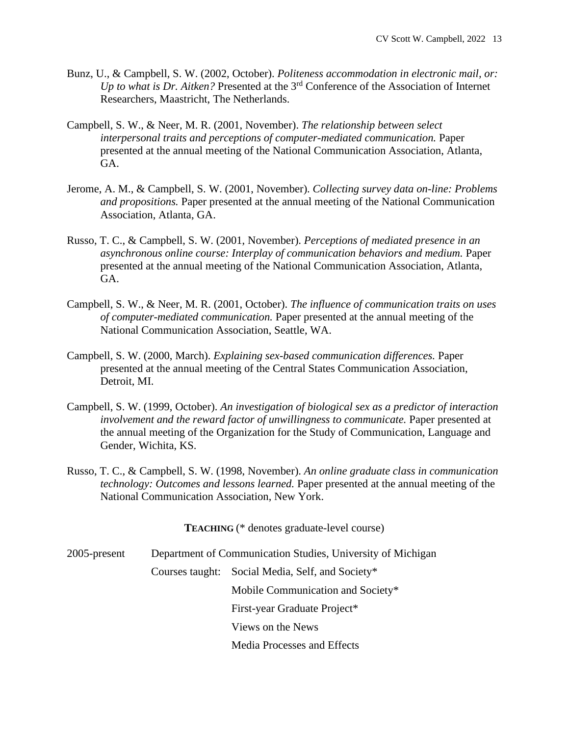Bunz, U., & Campbell, S. W. (2002, October). *Politeness accommodation in electronic mail, or: Up to what is Dr. Aitken?* Presented at the 3rd Conference of the Association of Internet Researchers, Maastricht, The Netherlands.

Campbell, S. W., & Neer, M. R. (2001, November). *The relationship between select interpersonal traits and perceptions of computer-mediated communication.* Paper presented at the annual meeting of the National Communication Association, Atlanta, GA.

Jerome, A. M., & Campbell, S. W. (2001, November). *Collecting survey data on-line: Problems and propositions.* Paper presented at the annual meeting of the National Communication Association, Atlanta, GA.

Russo, T. C., & Campbell, S. W. (2001, November). *Perceptions of mediated presence in an asynchronous online course: Interplay of communication behaviors and medium.* Paper presented at the annual meeting of the National Communication Association, Atlanta, GA.

Campbell, S. W., & Neer, M. R. (2001, October). *The influence of communication traits on uses of computer-mediated communication.* Paper presented at the annual meeting of the National Communication Association, Seattle, WA.

Campbell, S. W. (2000, March). *Explaining sex-based communication differences.* Paper presented at the annual meeting of the Central States Communication Association, Detroit, MI.

Campbell, S. W. (1999, October). *An investigation of biological sex as a predictor of interaction involvement and the reward factor of unwillingness to communicate.* Paper presented at the annual meeting of the Organization for the Study of Communication, Language and Gender, Wichita, KS.

Russo, T. C., & Campbell, S. W. (1998, November). *An online graduate class in communication technology: Outcomes and lessons learned.* Paper presented at the annual meeting of the National Communication Association, New York.

## TEACHING (* denotes graduate-level course)

2005-present Department of Communication Studies, University of Michigan

Courses taught:
- Social Media, Self, and Society*
- Mobile Communication and Society*
- First-year Graduate Project*
- Views on the News
- Media Processes and Effects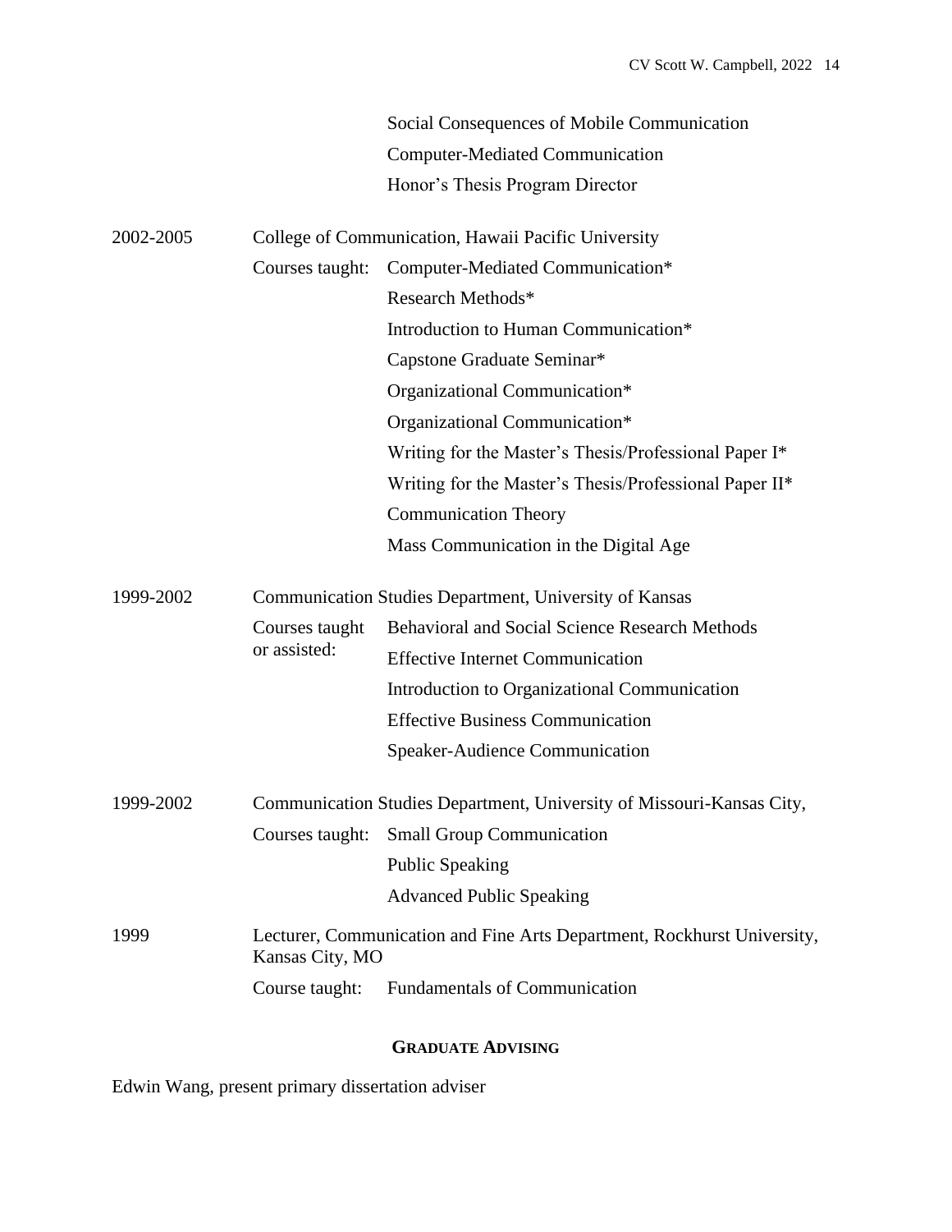Social Consequences of Mobile Communication

Computer-Mediated Communication

Honor's Thesis Program Director

2002-2005 College of Communication, Hawaii Pacific University

Courses taught: Computer-Mediated Communication*

Research Methods*

Introduction to Human Communication*

Capstone Graduate Seminar*

Organizational Communication*

Organizational Communication*

Writing for the Master's Thesis/Professional Paper I*

Writing for the Master's Thesis/Professional Paper II*

Communication Theory

Mass Communication in the Digital Age

1999-2002 Communication Studies Department, University of Kansas

Courses taught or assisted: Behavioral and Social Science Research Methods

Effective Internet Communication

Introduction to Organizational Communication

Effective Business Communication

Speaker-Audience Communication

1999-2002 Communication Studies Department, University of Missouri-Kansas City,

Courses taught: Small Group Communication

Public Speaking

Advanced Public Speaking

1999 Lecturer, Communication and Fine Arts Department, Rockhurst University, Kansas City, MO

Course taught: Fundamentals of Communication

## GRADUATE ADVISING

Edwin Wang, present primary dissertation adviser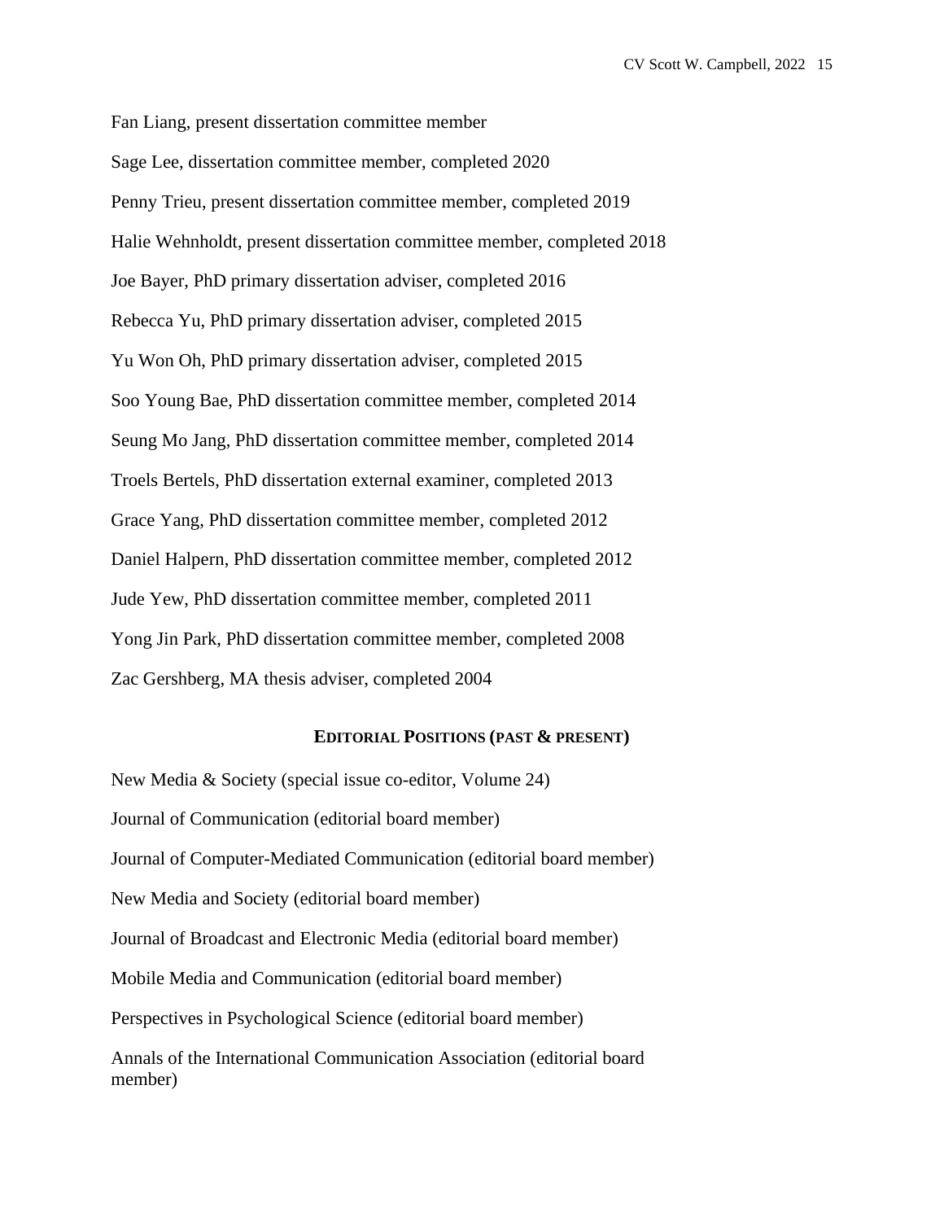Fan Liang, present dissertation committee member

Sage Lee, dissertation committee member, completed 2020

Penny Trieu, present dissertation committee member, completed 2019

Halie Wehnholdt, present dissertation committee member, completed 2018

Joe Bayer, PhD primary dissertation adviser, completed 2016

Rebecca Yu, PhD primary dissertation adviser, completed 2015

Yu Won Oh, PhD primary dissertation adviser, completed 2015

Soo Young Bae, PhD dissertation committee member, completed 2014

Seung Mo Jang, PhD dissertation committee member, completed 2014

Troels Bertels, PhD dissertation external examiner, completed 2013

Grace Yang, PhD dissertation committee member, completed 2012

Daniel Halpern, PhD dissertation committee member, completed 2012

Jude Yew, PhD dissertation committee member, completed 2011

Yong Jin Park, PhD dissertation committee member, completed 2008

Zac Gershberg, MA thesis adviser, completed 2004

## EDITORIAL POSITIONS (PAST & PRESENT)

New Media & Society (special issue co-editor, Volume 24)

Journal of Communication (editorial board member)

Journal of Computer-Mediated Communication (editorial board member)

New Media and Society (editorial board member)

Journal of Broadcast and Electronic Media (editorial board member)

Mobile Media and Communication (editorial board member)

Perspectives in Psychological Science (editorial board member)

Annals of the International Communication Association (editorial board member)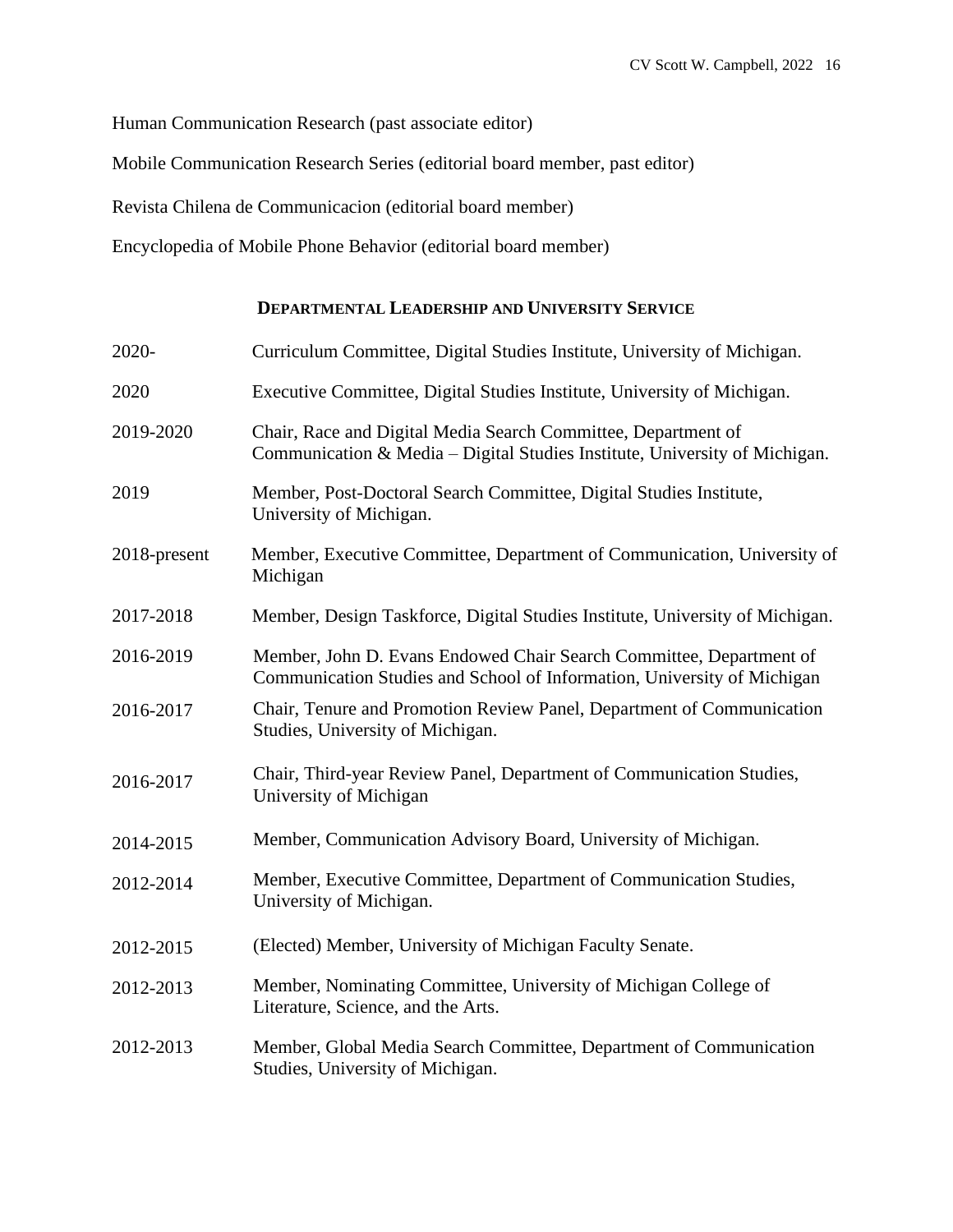Human Communication Research (past associate editor)

Mobile Communication Research Series (editorial board member, past editor)

Revista Chilena de Communicacion (editorial board member)

Encyclopedia of Mobile Phone Behavior (editorial board member)

## DEPARTMENTAL LEADERSHIP AND UNIVERSITY SERVICE

| | |
|---|---|
| 2020- | Curriculum Committee, Digital Studies Institute, University of Michigan. |
| 2020 | Executive Committee, Digital Studies Institute, University of Michigan. |
| 2019-2020 | Chair, Race and Digital Media Search Committee, Department of Communication & Media – Digital Studies Institute, University of Michigan. |
| 2019 | Member, Post-Doctoral Search Committee, Digital Studies Institute, University of Michigan. |
| 2018-present | Member, Executive Committee, Department of Communication, University of Michigan |
| 2017-2018 | Member, Design Taskforce, Digital Studies Institute, University of Michigan. |
| 2016-2019 | Member, John D. Evans Endowed Chair Search Committee, Department of Communication Studies and School of Information, University of Michigan |
| 2016-2017 | Chair, Tenure and Promotion Review Panel, Department of Communication Studies, University of Michigan. |
| 2016-2017 | Chair, Third-year Review Panel, Department of Communication Studies, University of Michigan |
| 2014-2015 | Member, Communication Advisory Board, University of Michigan. |
| 2012-2014 | Member, Executive Committee, Department of Communication Studies, University of Michigan. |
| 2012-2015 | (Elected) Member, University of Michigan Faculty Senate. |
| 2012-2013 | Member, Nominating Committee, University of Michigan College of Literature, Science, and the Arts. |
| 2012-2013 | Member, Global Media Search Committee, Department of Communication Studies, University of Michigan. |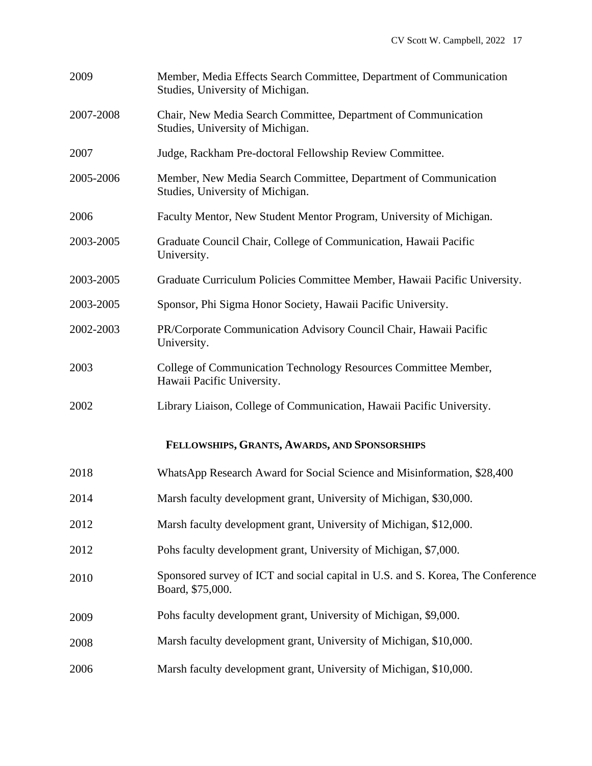2009 Member, Media Effects Search Committee, Department of Communication Studies, University of Michigan.

2007-2008 Chair, New Media Search Committee, Department of Communication Studies, University of Michigan.

2007 Judge, Rackham Pre-doctoral Fellowship Review Committee.

2005-2006 Member, New Media Search Committee, Department of Communication Studies, University of Michigan.

2006 Faculty Mentor, New Student Mentor Program, University of Michigan.

2003-2005 Graduate Council Chair, College of Communication, Hawaii Pacific University.

2003-2005 Graduate Curriculum Policies Committee Member, Hawaii Pacific University.

2003-2005 Sponsor, Phi Sigma Honor Society, Hawaii Pacific University.

2002-2003 PR/Corporate Communication Advisory Council Chair, Hawaii Pacific University.

2003 College of Communication Technology Resources Committee Member, Hawaii Pacific University.

2002 Library Liaison, College of Communication, Hawaii Pacific University.

## FELLOWSHIPS, GRANTS, AWARDS, AND SPONSORSHIPS

2018 WhatsApp Research Award for Social Science and Misinformation, $28,400

2014 Marsh faculty development grant, University of Michigan, $30,000.

2012 Marsh faculty development grant, University of Michigan, $12,000.

2012 Pohs faculty development grant, University of Michigan, $7,000.

2010 Sponsored survey of ICT and social capital in U.S. and S. Korea, The Conference Board, $75,000.

2009 Pohs faculty development grant, University of Michigan, $9,000.

2008 Marsh faculty development grant, University of Michigan, $10,000.

2006 Marsh faculty development grant, University of Michigan, $10,000.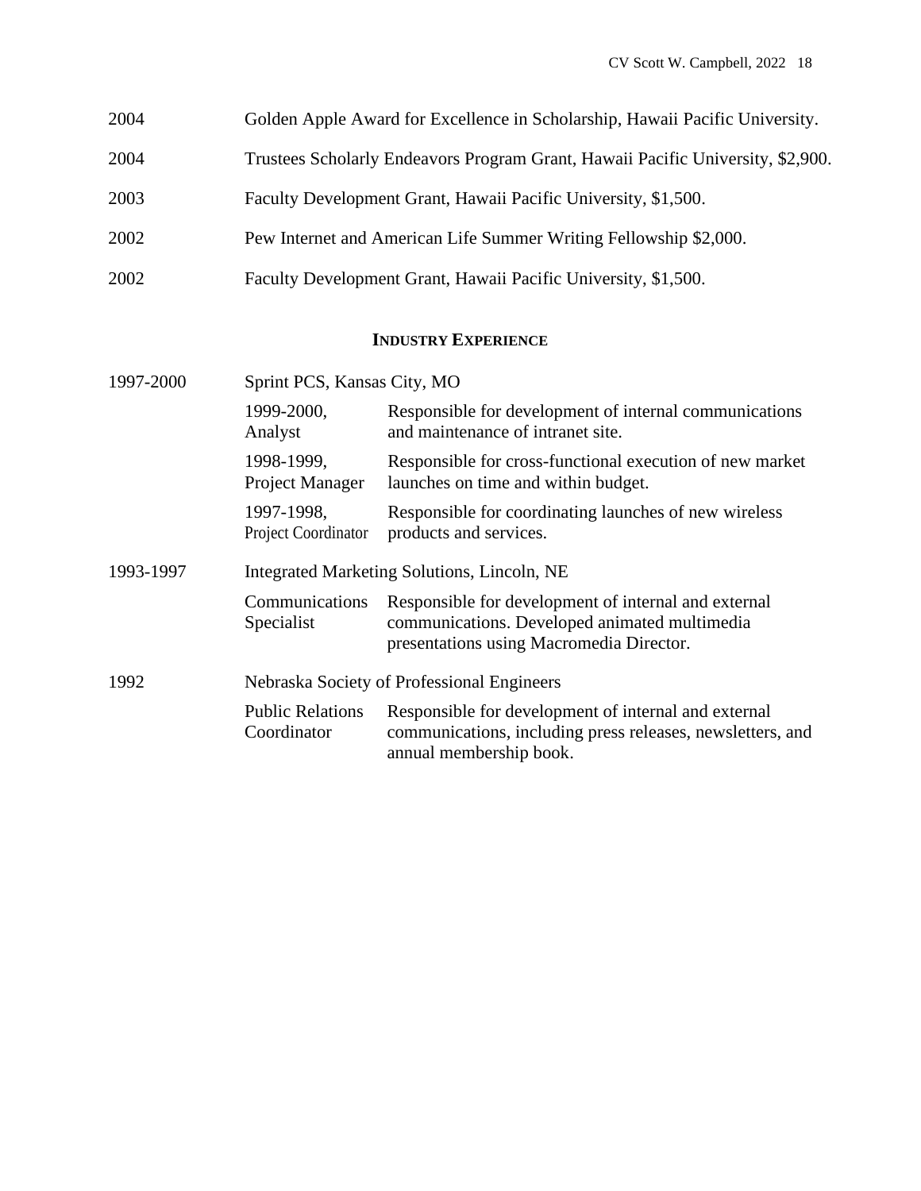2004 Golden Apple Award for Excellence in Scholarship, Hawaii Pacific University.

2004 Trustees Scholarly Endeavors Program Grant, Hawaii Pacific University, $2,900.

2003 Faculty Development Grant, Hawaii Pacific University, $1,500.

2002 Pew Internet and American Life Summer Writing Fellowship $2,000.

2002 Faculty Development Grant, Hawaii Pacific University, $1,500.

## INDUSTRY EXPERIENCE

| | | |
|---|---|---|
| 1997-2000 | Sprint PCS, Kansas City, MO | |
| | 1999-2000, Analyst | Responsible for development of internal communications and maintenance of intranet site. |
| | 1998-1999, Project Manager | Responsible for cross-functional execution of new market launches on time and within budget. |
| | 1997-1998, Project Coordinator | Responsible for coordinating launches of new wireless products and services. |
| 1993-1997 | Integrated Marketing Solutions, Lincoln, NE | |
| | Communications Specialist | Responsible for development of internal and external communications. Developed animated multimedia presentations using Macromedia Director. |
| 1992 | Nebraska Society of Professional Engineers | |
| | Public Relations Coordinator | Responsible for development of internal and external communications, including press releases, newsletters, and annual membership book. |